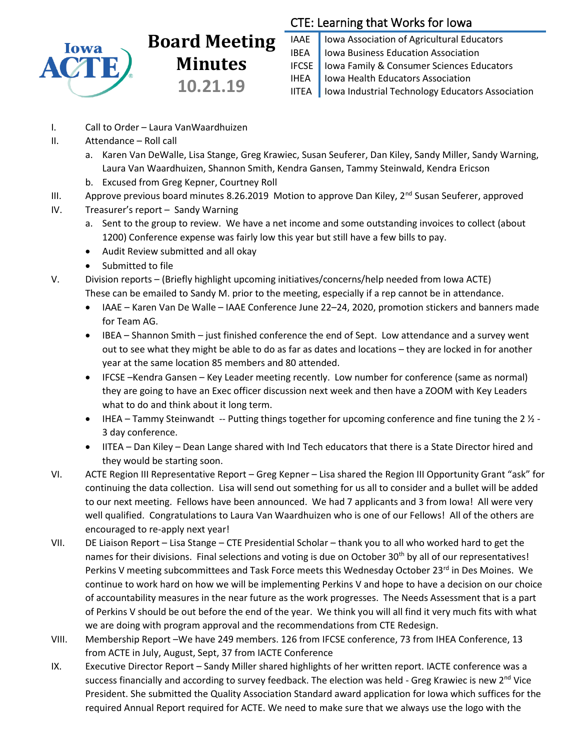# Board Meeting Minutes

## 10.21.19

### CTE: Learning that Works for Iowa

| | |
|---|---|
| IAAE | Iowa Association of Agricultural Educators |
| IBEA | Iowa Business Education Association |
| IFCSE | Iowa Family & Consumer Sciences Educators |
| IHEA | Iowa Health Educators Association |
| IITEA | Iowa Industrial Technology Educators Association |

I. Call to Order – Laura VanWaardhuizen

II. Attendance – Roll call

  a. Karen Van DeWalle, Lisa Stange, Greg Krawiec, Susan Seuferer, Dan Kiley, Sandy Miller, Sandy Warning, Laura Van Waardhuizen, Shannon Smith, Kendra Gansen, Tammy Steinwald, Kendra Ericson

  b. Excused from Greg Kepner, Courtney Roll

III. Approve previous board minutes 8.26.2019 Motion to approve Dan Kiley, 2nd Susan Seuferer, approved

IV. Treasurer's report – Sandy Warning

  a. Sent to the group to review. We have a net income and some outstanding invoices to collect (about 1200) Conference expense was fairly low this year but still have a few bills to pay.

  - Audit Review submitted and all okay
  - Submitted to file

V. Division reports – (Briefly highlight upcoming initiatives/concerns/help needed from Iowa ACTE) These can be emailed to Sandy M. prior to the meeting, especially if a rep cannot be in attendance.

  - IAAE – Karen Van De Walle – IAAE Conference June 22–24, 2020, promotion stickers and banners made for Team AG.
  - IBEA – Shannon Smith – just finished conference the end of Sept. Low attendance and a survey went out to see what they might be able to do as far as dates and locations – they are locked in for another year at the same location 85 members and 80 attended.
  - IFCSE –Kendra Gansen – Key Leader meeting recently. Low number for conference (same as normal) they are going to have an Exec officer discussion next week and then have a ZOOM with Key Leaders what to do and think about it long term.
  - IHEA – Tammy Steinwandt -- Putting things together for upcoming conference and fine tuning the 2 ½ - 3 day conference.
  - IITEA – Dan Kiley – Dean Lange shared with Ind Tech educators that there is a State Director hired and they would be starting soon.

VI. ACTE Region III Representative Report – Greg Kepner – Lisa shared the Region III Opportunity Grant "ask" for continuing the data collection. Lisa will send out something for us all to consider and a bullet will be added to our next meeting. Fellows have been announced. We had 7 applicants and 3 from Iowa! All were very well qualified. Congratulations to Laura Van Waardhuizen who is one of our Fellows! All of the others are encouraged to re-apply next year!

VII. DE Liaison Report – Lisa Stange – CTE Presidential Scholar – thank you to all who worked hard to get the names for their divisions. Final selections and voting is due on October 30th by all of our representatives! Perkins V meeting subcommittees and Task Force meets this Wednesday October 23rd in Des Moines. We continue to work hard on how we will be implementing Perkins V and hope to have a decision on our choice of accountability measures in the near future as the work progresses. The Needs Assessment that is a part of Perkins V should be out before the end of the year. We think you will all find it very much fits with what we are doing with program approval and the recommendations from CTE Redesign.

VIII. Membership Report –We have 249 members. 126 from IFCSE conference, 73 from IHEA Conference, 13 from ACTE in July, August, Sept, 37 from IACTE Conference

IX. Executive Director Report – Sandy Miller shared highlights of her written report. IACTE conference was a success financially and according to survey feedback. The election was held - Greg Krawiec is new 2nd Vice President. She submitted the Quality Association Standard award application for Iowa which suffices for the required Annual Report required for ACTE. We need to make sure that we always use the logo with the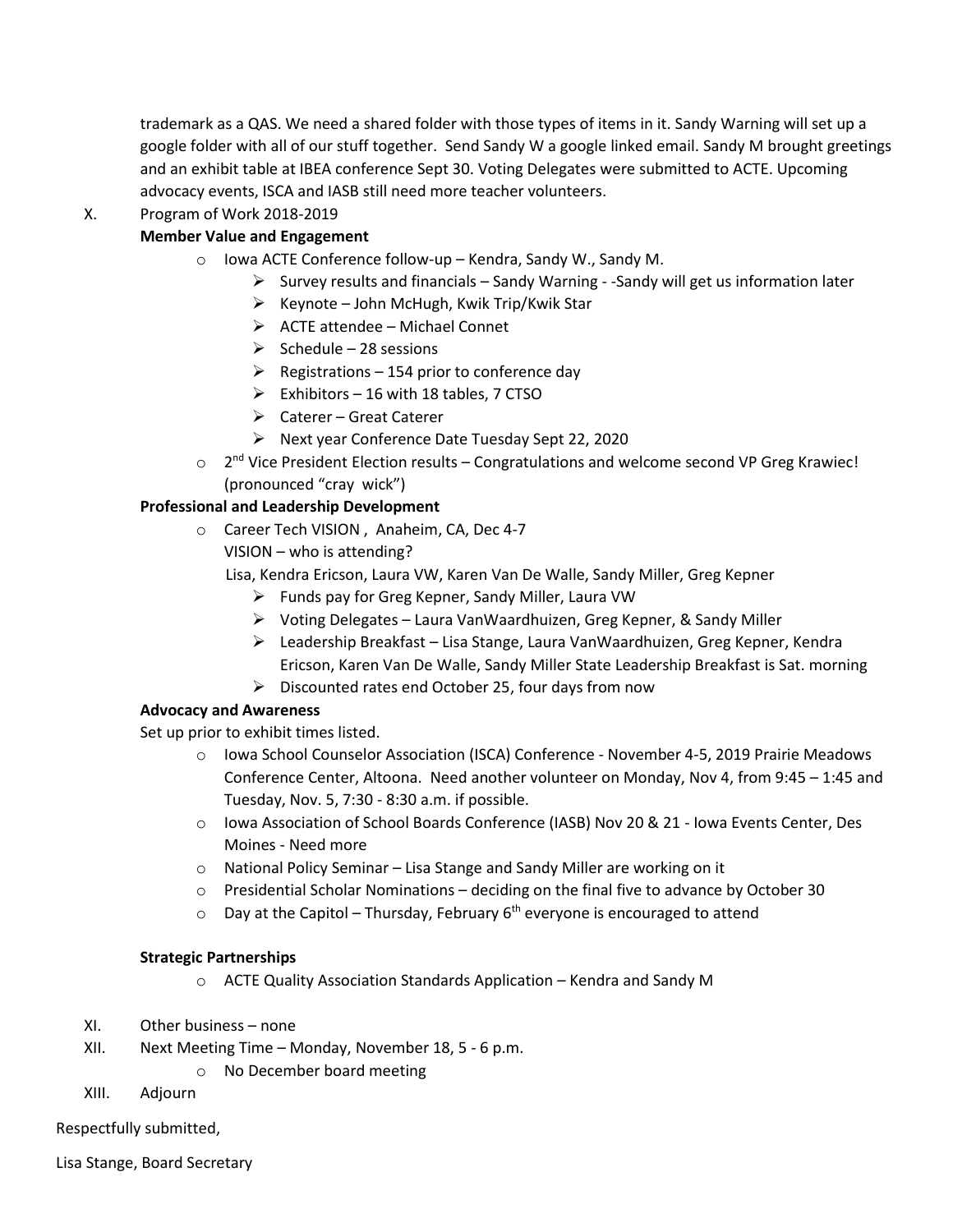trademark as a QAS. We need a shared folder with those types of items in it. Sandy Warning will set up a google folder with all of our stuff together. Send Sandy W a google linked email. Sandy M brought greetings and an exhibit table at IBEA conference Sept 30. Voting Delegates were submitted to ACTE. Upcoming advocacy events, ISCA and IASB still need more teacher volunteers.

X. Program of Work 2018-2019

**Member Value and Engagement**

- Iowa ACTE Conference follow-up – Kendra, Sandy W., Sandy M.
  - Survey results and financials – Sandy Warning - -Sandy will get us information later
  - Keynote – John McHugh, Kwik Trip/Kwik Star
  - ACTE attendee – Michael Connet
  - Schedule – 28 sessions
  - Registrations – 154 prior to conference day
  - Exhibitors – 16 with 18 tables, 7 CTSO
  - Caterer – Great Caterer
  - Next year Conference Date Tuesday Sept 22, 2020
- 2nd Vice President Election results – Congratulations and welcome second VP Greg Krawiec! (pronounced "cray wick")

**Professional and Leadership Development**

- Career Tech VISION , Anaheim, CA, Dec 4-7

  VISION – who is attending?

  Lisa, Kendra Ericson, Laura VW, Karen Van De Walle, Sandy Miller, Greg Kepner
  - Funds pay for Greg Kepner, Sandy Miller, Laura VW
  - Voting Delegates – Laura VanWaardhuizen, Greg Kepner, & Sandy Miller
  - Leadership Breakfast – Lisa Stange, Laura VanWaardhuizen, Greg Kepner, Kendra Ericson, Karen Van De Walle, Sandy Miller State Leadership Breakfast is Sat. morning
  - Discounted rates end October 25, four days from now

**Advocacy and Awareness**

Set up prior to exhibit times listed.

- Iowa School Counselor Association (ISCA) Conference - November 4-5, 2019 Prairie Meadows Conference Center, Altoona. Need another volunteer on Monday, Nov 4, from 9:45 – 1:45 and Tuesday, Nov. 5, 7:30 - 8:30 a.m. if possible.
- Iowa Association of School Boards Conference (IASB) Nov 20 & 21 - Iowa Events Center, Des Moines - Need more
- National Policy Seminar – Lisa Stange and Sandy Miller are working on it
- Presidential Scholar Nominations – deciding on the final five to advance by October 30
- Day at the Capitol – Thursday, February 6th everyone is encouraged to attend

**Strategic Partnerships**

- ACTE Quality Association Standards Application – Kendra and Sandy M

XI. Other business – none

XII. Next Meeting Time – Monday, November 18, 5 - 6 p.m.

- No December board meeting

XIII. Adjourn

Respectfully submitted,

Lisa Stange, Board Secretary